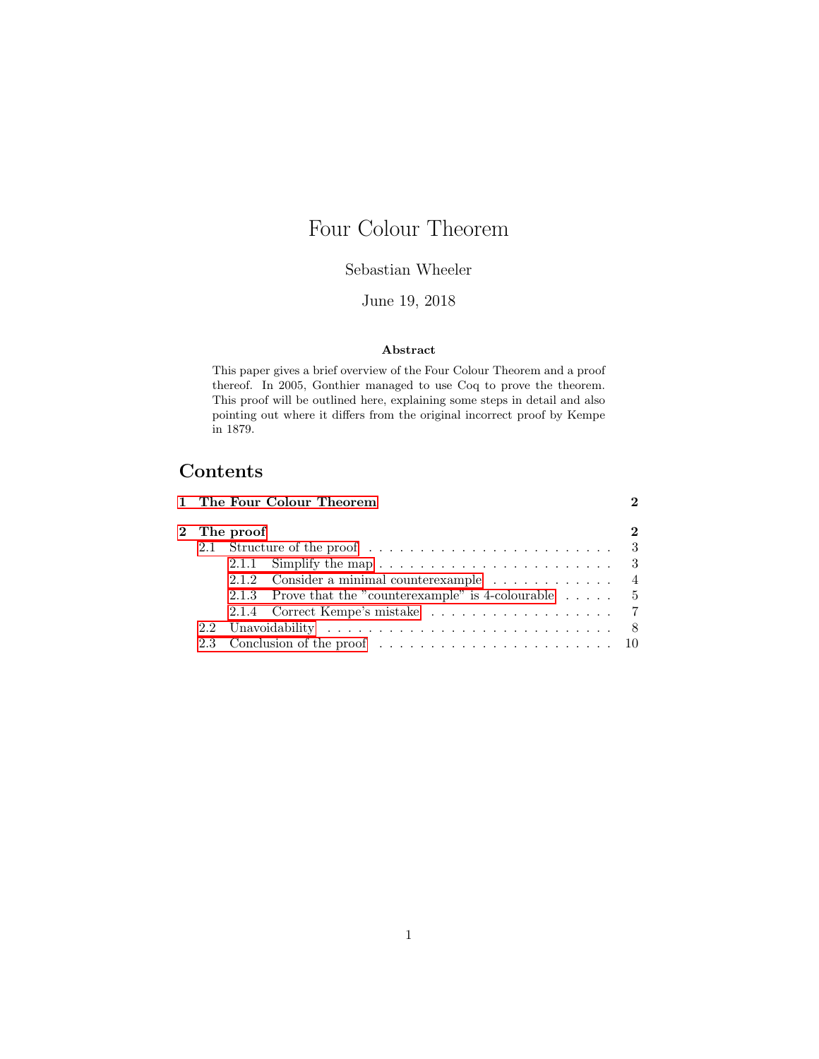# Four Colour Theorem

Sebastian Wheeler

June 19, 2018

**Abstract**

This paper gives a brief overview of the Four Colour Theorem and a proof thereof. In 2005, Gonthier managed to use Coq to prove the theorem. This proof will be outlined here, explaining some steps in detail and also pointing out where it differs from the original incorrect proof by Kempe in 1879.

## Contents

**1 The Four Colour Theorem** ..... **2**

**2 The proof** ..... **2**

- 2.1 Structure of the proof ..... 3
  - 2.1.1 Simplify the map ..... 3
  - 2.1.2 Consider a minimal counterexample ..... 4
  - 2.1.3 Prove that the "counterexample" is 4-colourable ..... 5
  - 2.1.4 Correct Kempe's mistake ..... 7
- 2.2 Unavoidability ..... 8
- 2.3 Conclusion of the proof ..... 10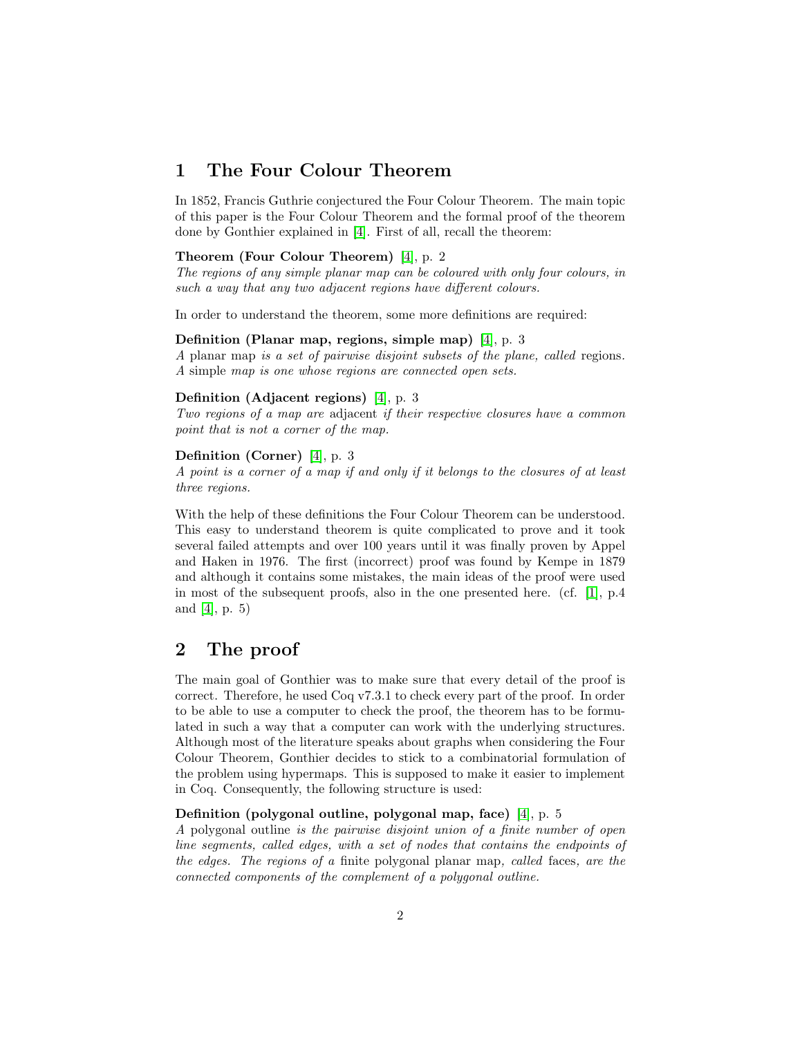# 1 The Four Colour Theorem

In 1852, Francis Guthrie conjectured the Four Colour Theorem. The main topic of this paper is the Four Colour Theorem and the formal proof of the theorem done by Gonthier explained in [4]. First of all, recall the theorem:

**Theorem (Four Colour Theorem)** [4], p. 2
*The regions of any simple planar map can be coloured with only four colours, in such a way that any two adjacent regions have different colours.*

In order to understand the theorem, some more definitions are required:

**Definition (Planar map, regions, simple map)** [4], p. 3
*A* planar map *is a set of pairwise disjoint subsets of the plane, called* regions*. A* simple *map is one whose regions are connected open sets.*

**Definition (Adjacent regions)** [4], p. 3
*Two regions of a map are* adjacent *if their respective closures have a common point that is not a corner of the map.*

**Definition (Corner)** [4], p. 3
*A point is a corner of a map if and only if it belongs to the closures of at least three regions.*

With the help of these definitions the Four Colour Theorem can be understood. This easy to understand theorem is quite complicated to prove and it took several failed attempts and over 100 years until it was finally proven by Appel and Haken in 1976. The first (incorrect) proof was found by Kempe in 1879 and although it contains some mistakes, the main ideas of the proof were used in most of the subsequent proofs, also in the one presented here. (cf. [1], p.4 and [4], p. 5)

# 2 The proof

The main goal of Gonthier was to make sure that every detail of the proof is correct. Therefore, he used Coq v7.3.1 to check every part of the proof. In order to be able to use a computer to check the proof, the theorem has to be formulated in such a way that a computer can work with the underlying structures. Although most of the literature speaks about graphs when considering the Four Colour Theorem, Gonthier decides to stick to a combinatorial formulation of the problem using hypermaps. This is supposed to make it easier to implement in Coq. Consequently, the following structure is used:

**Definition (polygonal outline, polygonal map, face)** [4], p. 5
*A* polygonal outline *is the pairwise disjoint union of a finite number of open line segments, called edges, with a set of nodes that contains the endpoints of the edges. The regions of a* finite polygonal planar map*, called* faces*, are the connected components of the complement of a polygonal outline.*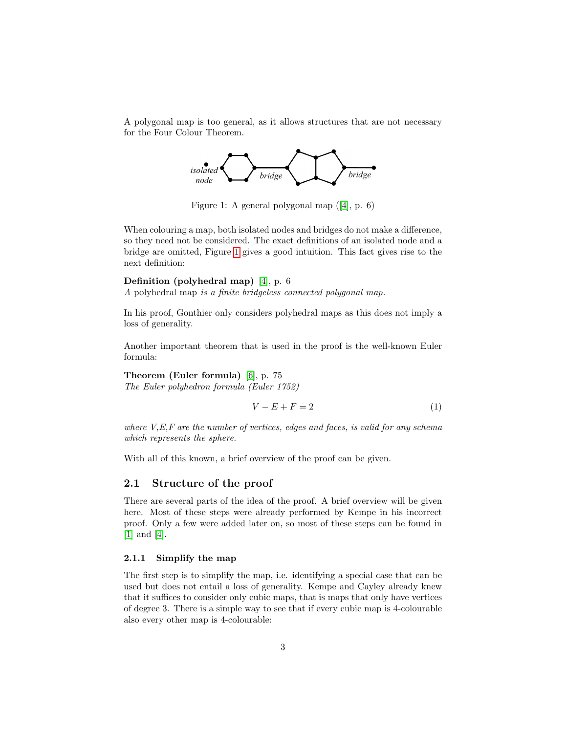A polygonal map is too general, as it allows structures that are not necessary for the Four Colour Theorem.

Figure 1: A general polygonal map ([4], p. 6)

When colouring a map, both isolated nodes and bridges do not make a difference, so they need not be considered. The exact definitions of an isolated node and a bridge are omitted, Figure 1 gives a good intuition. This fact gives rise to the next definition:

**Definition (polyhedral map)** [4], p. 6
*A* polyhedral map *is a finite bridgeless connected polygonal map.*

In his proof, Gonthier only considers polyhedral maps as this does not imply a loss of generality.

Another important theorem that is used in the proof is the well-known Euler formula:

**Theorem (Euler formula)** [6], p. 75
*The Euler polyhedron formula (Euler 1752)*

$$V - E + F = 2 \tag{1}$$

*where V,E,F are the number of vertices, edges and faces, is valid for any schema which represents the sphere.*

With all of this known, a brief overview of the proof can be given.

## 2.1 Structure of the proof

There are several parts of the idea of the proof. A brief overview will be given here. Most of these steps were already performed by Kempe in his incorrect proof. Only a few were added later on, so most of these steps can be found in [1] and [4].

### 2.1.1 Simplify the map

The first step is to simplify the map, i.e. identifying a special case that can be used but does not entail a loss of generality. Kempe and Cayley already knew that it suffices to consider only cubic maps, that is maps that only have vertices of degree 3. There is a simple way to see that if every cubic map is 4-colourable also every other map is 4-colourable: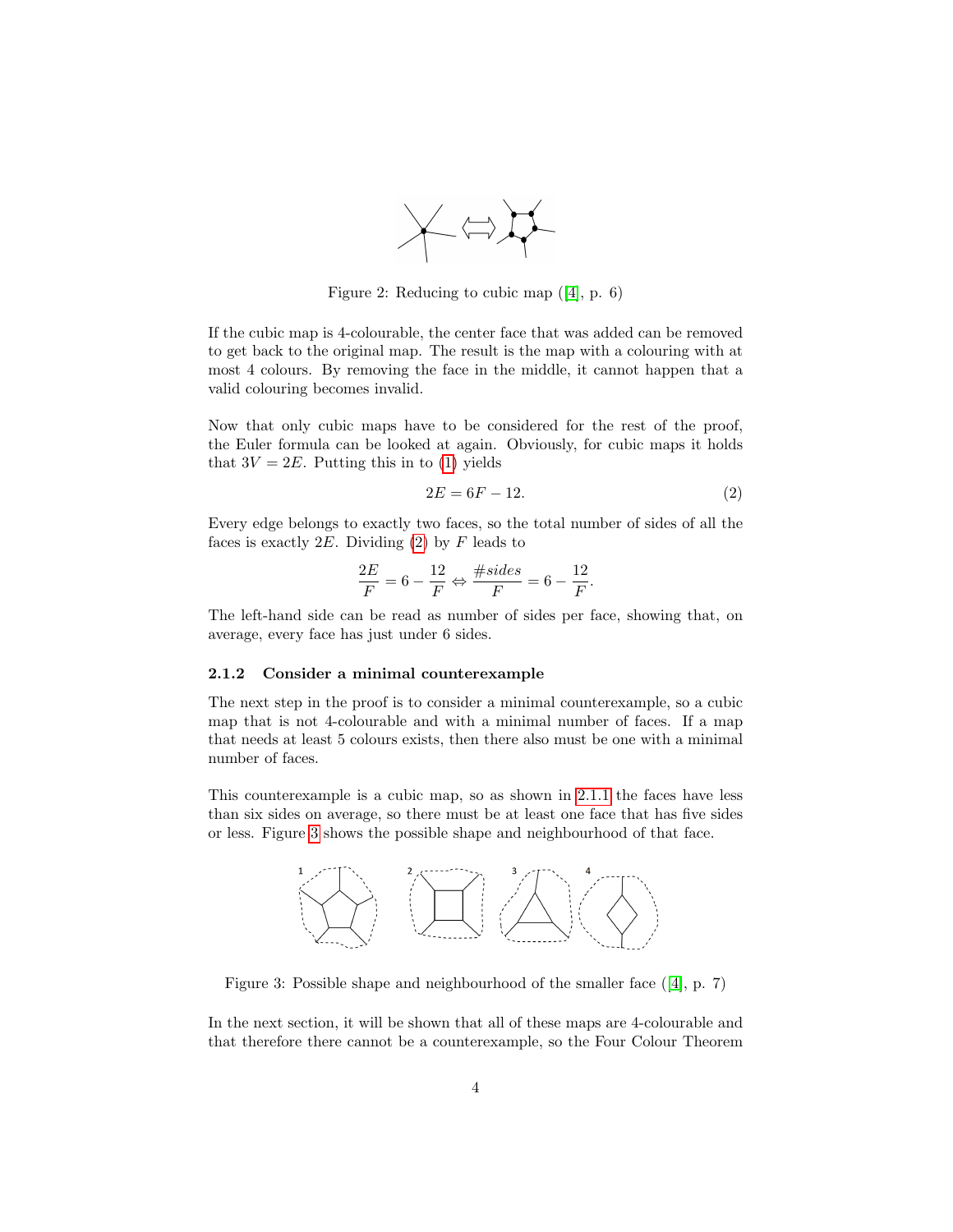Figure 2: Reducing to cubic map ([4], p. 6)

If the cubic map is 4-colourable, the center face that was added can be removed to get back to the original map. The result is the map with a colouring with at most 4 colours. By removing the face in the middle, it cannot happen that a valid colouring becomes invalid.

Now that only cubic maps have to be considered for the rest of the proof, the Euler formula can be looked at again. Obviously, for cubic maps it holds that $3V = 2E$. Putting this in to (1) yields

$$2E = 6F - 12. \tag{2}$$

Every edge belongs to exactly two faces, so the total number of sides of all the faces is exactly $2E$. Dividing (2) by $F$ leads to

$$\frac{2E}{F} = 6 - \frac{12}{F} \Leftrightarrow \frac{\#sides}{F} = 6 - \frac{12}{F}.$$

The left-hand side can be read as number of sides per face, showing that, on average, every face has just under 6 sides.

### 2.1.2 Consider a minimal counterexample

The next step in the proof is to consider a minimal counterexample, so a cubic map that is not 4-colourable and with a minimal number of faces. If a map that needs at least 5 colours exists, then there also must be one with a minimal number of faces.

This counterexample is a cubic map, so as shown in 2.1.1 the faces have less than six sides on average, so there must be at least one face that has five sides or less. Figure 3 shows the possible shape and neighbourhood of that face.

Figure 3: Possible shape and neighbourhood of the smaller face ([4], p. 7)

In the next section, it will be shown that all of these maps are 4-colourable and that therefore there cannot be a counterexample, so the Four Colour Theorem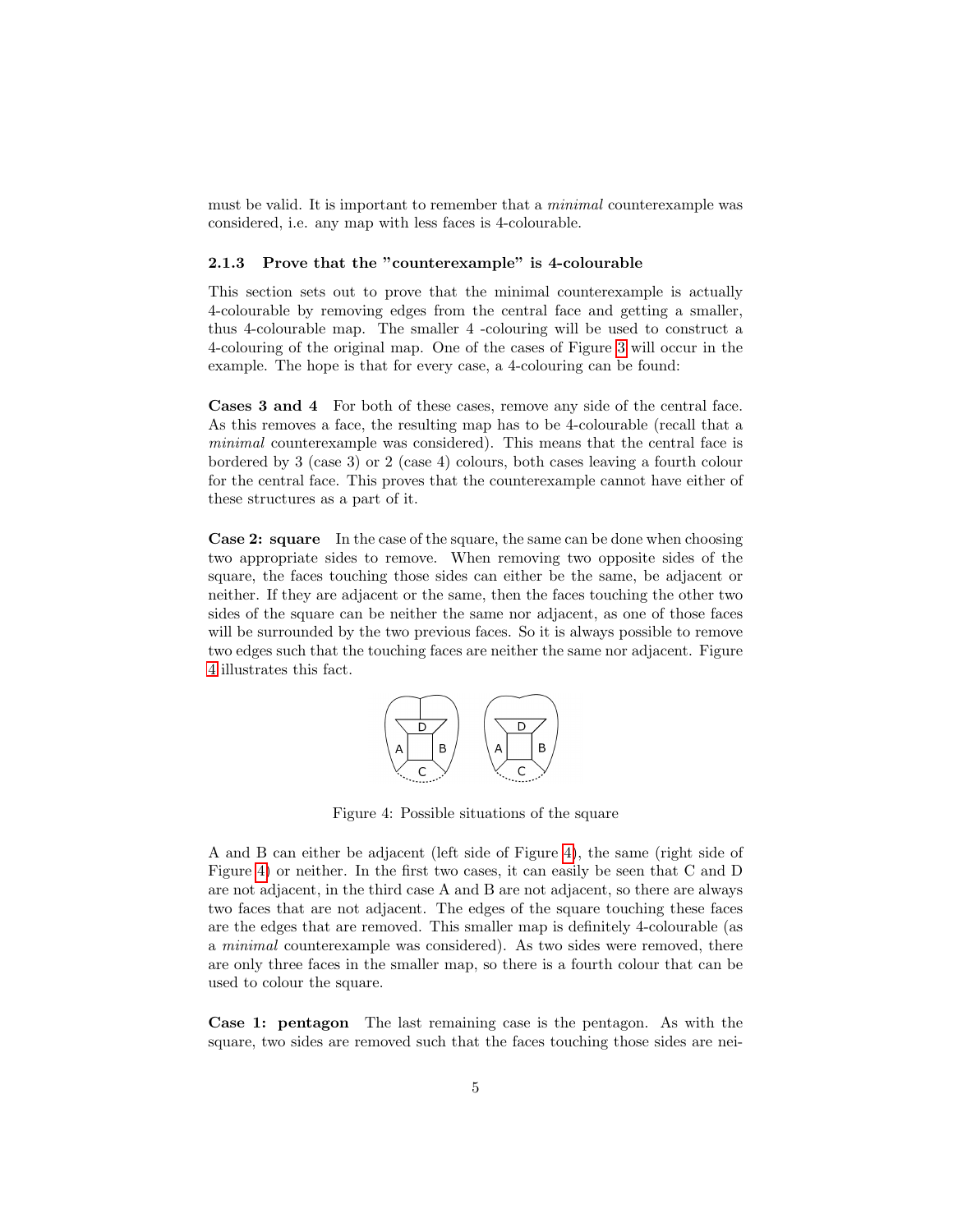must be valid. It is important to remember that a *minimal* counterexample was considered, i.e. any map with less faces is 4-colourable.

### 2.1.3 Prove that the "counterexample" is 4-colourable

This section sets out to prove that the minimal counterexample is actually 4-colourable by removing edges from the central face and getting a smaller, thus 4-colourable map. The smaller 4 -colouring will be used to construct a 4-colouring of the original map. One of the cases of Figure 3 will occur in the example. The hope is that for every case, a 4-colouring can be found:

**Cases 3 and 4** For both of these cases, remove any side of the central face. As this removes a face, the resulting map has to be 4-colourable (recall that a *minimal* counterexample was considered). This means that the central face is bordered by 3 (case 3) or 2 (case 4) colours, both cases leaving a fourth colour for the central face. This proves that the counterexample cannot have either of these structures as a part of it.

**Case 2: square** In the case of the square, the same can be done when choosing two appropriate sides to remove. When removing two opposite sides of the square, the faces touching those sides can either be the same, be adjacent or neither. If they are adjacent or the same, then the faces touching the other two sides of the square can be neither the same nor adjacent, as one of those faces will be surrounded by the two previous faces. So it is always possible to remove two edges such that the touching faces are neither the same nor adjacent. Figure 4 illustrates this fact.

Figure 4: Possible situations of the square

A and B can either be adjacent (left side of Figure 4), the same (right side of Figure 4) or neither. In the first two cases, it can easily be seen that C and D are not adjacent, in the third case A and B are not adjacent, so there are always two faces that are not adjacent. The edges of the square touching these faces are the edges that are removed. This smaller map is definitely 4-colourable (as a *minimal* counterexample was considered). As two sides were removed, there are only three faces in the smaller map, so there is a fourth colour that can be used to colour the square.

**Case 1: pentagon** The last remaining case is the pentagon. As with the square, two sides are removed such that the faces touching those sides are nei-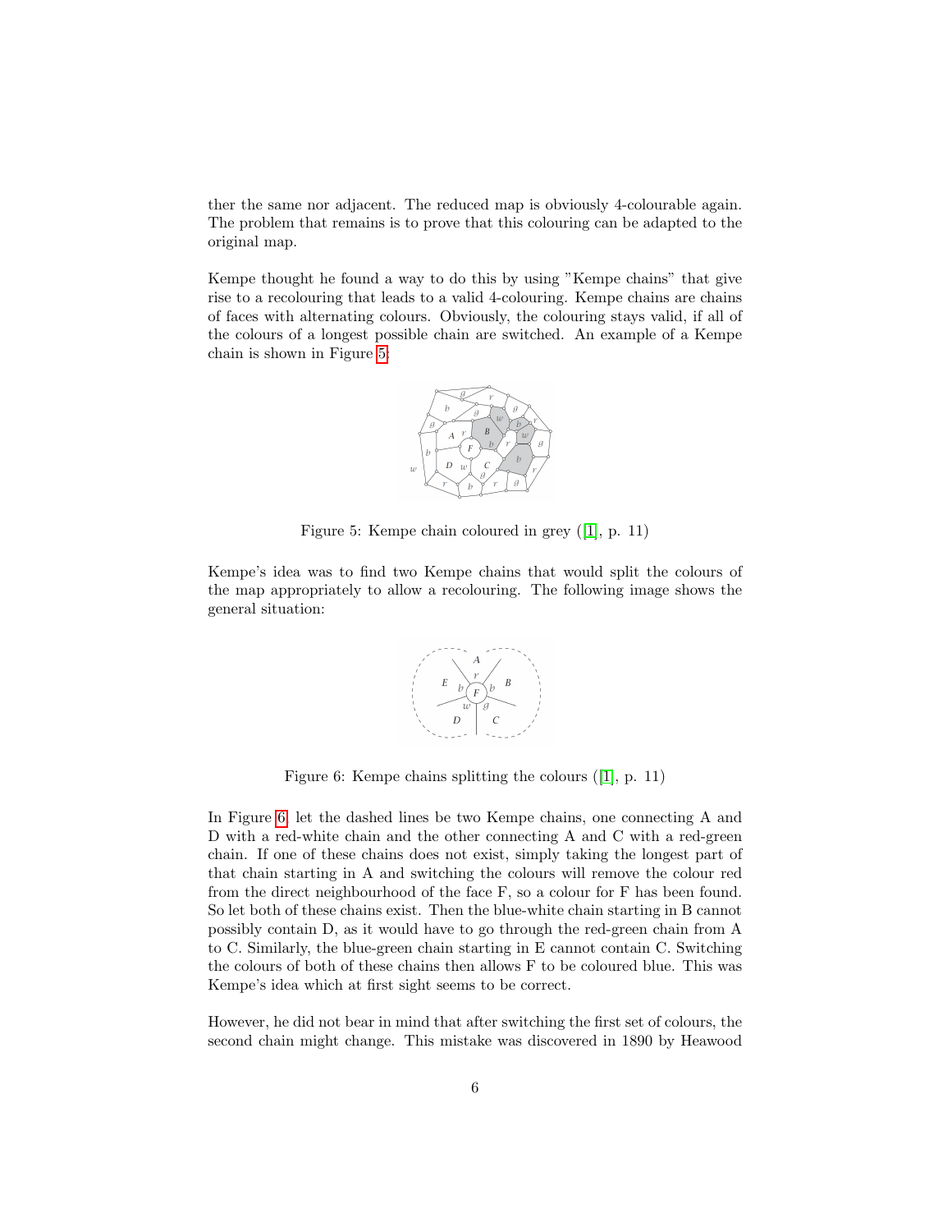ther the same nor adjacent. The reduced map is obviously 4-colourable again. The problem that remains is to prove that this colouring can be adapted to the original map.

Kempe thought he found a way to do this by using "Kempe chains" that give rise to a recolouring that leads to a valid 4-colouring. Kempe chains are chains of faces with alternating colours. Obviously, the colouring stays valid, if all of the colours of a longest possible chain are switched. An example of a Kempe chain is shown in Figure 5:

Figure 5: Kempe chain coloured in grey ([1], p. 11)

Kempe's idea was to find two Kempe chains that would split the colours of the map appropriately to allow a recolouring. The following image shows the general situation:

Figure 6: Kempe chains splitting the colours ([1], p. 11)

In Figure 6, let the dashed lines be two Kempe chains, one connecting A and D with a red-white chain and the other connecting A and C with a red-green chain. If one of these chains does not exist, simply taking the longest part of that chain starting in A and switching the colours will remove the colour red from the direct neighbourhood of the face F, so a colour for F has been found. So let both of these chains exist. Then the blue-white chain starting in B cannot possibly contain D, as it would have to go through the red-green chain from A to C. Similarly, the blue-green chain starting in E cannot contain C. Switching the colours of both of these chains then allows F to be coloured blue. This was Kempe's idea which at first sight seems to be correct.

However, he did not bear in mind that after switching the first set of colours, the second chain might change. This mistake was discovered in 1890 by Heawood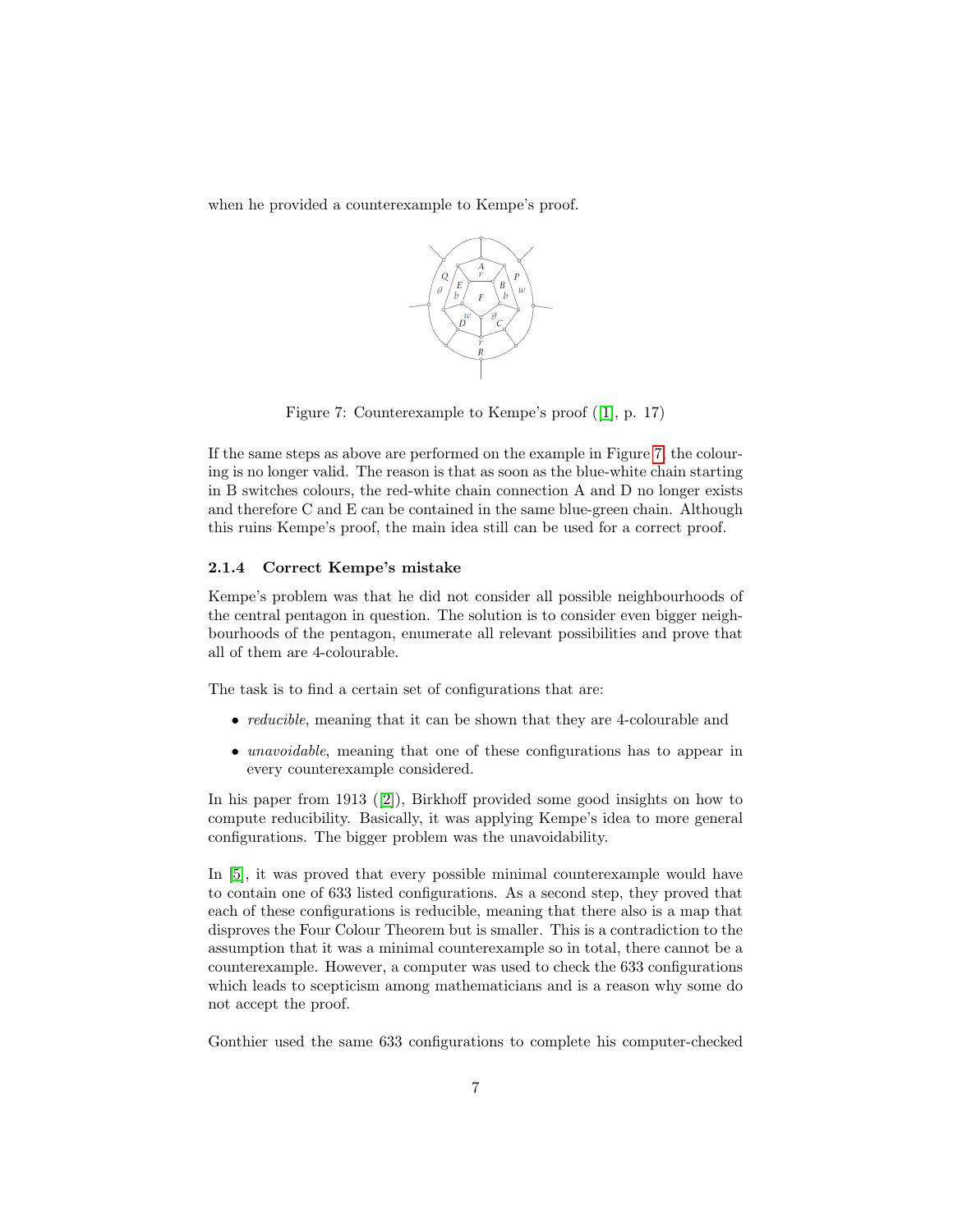when he provided a counterexample to Kempe's proof.

Figure 7: Counterexample to Kempe's proof ([1], p. 17)

If the same steps as above are performed on the example in Figure 7, the colouring is no longer valid. The reason is that as soon as the blue-white chain starting in B switches colours, the red-white chain connection A and D no longer exists and therefore C and E can be contained in the same blue-green chain. Although this ruins Kempe's proof, the main idea still can be used for a correct proof.

### 2.1.4 Correct Kempe's mistake

Kempe's problem was that he did not consider all possible neighbourhoods of the central pentagon in question. The solution is to consider even bigger neighbourhoods of the pentagon, enumerate all relevant possibilities and prove that all of them are 4-colourable.

The task is to find a certain set of configurations that are:

- *reducible*, meaning that it can be shown that they are 4-colourable and
- *unavoidable*, meaning that one of these configurations has to appear in every counterexample considered.

In his paper from 1913 ([2]), Birkhoff provided some good insights on how to compute reducibility. Basically, it was applying Kempe's idea to more general configurations. The bigger problem was the unavoidability.

In [5], it was proved that every possible minimal counterexample would have to contain one of 633 listed configurations. As a second step, they proved that each of these configurations is reducible, meaning that there also is a map that disproves the Four Colour Theorem but is smaller. This is a contradiction to the assumption that it was a minimal counterexample so in total, there cannot be a counterexample. However, a computer was used to check the 633 configurations which leads to scepticism among mathematicians and is a reason why some do not accept the proof.

Gonthier used the same 633 configurations to complete his computer-checked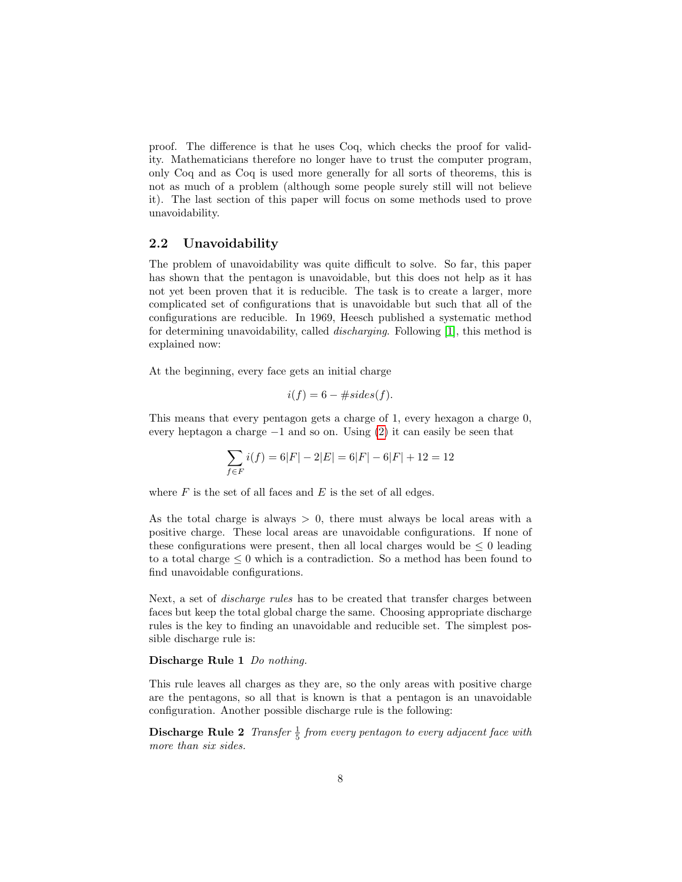proof. The difference is that he uses Coq, which checks the proof for validity. Mathematicians therefore no longer have to trust the computer program, only Coq and as Coq is used more generally for all sorts of theorems, this is not as much of a problem (although some people surely still will not believe it). The last section of this paper will focus on some methods used to prove unavoidability.

## 2.2 Unavoidability

The problem of unavoidability was quite difficult to solve. So far, this paper has shown that the pentagon is unavoidable, but this does not help as it has not yet been proven that it is reducible. The task is to create a larger, more complicated set of configurations that is unavoidable but such that all of the configurations are reducible. In 1969, Heesch published a systematic method for determining unavoidability, called *discharging*. Following [1], this method is explained now:

At the beginning, every face gets an initial charge

$$i(f) = 6 - \#sides(f).$$

This means that every pentagon gets a charge of 1, every hexagon a charge 0, every heptagon a charge $-1$ and so on. Using (2) it can easily be seen that

$$\sum_{f \in F} i(f) = 6|F| - 2|E| = 6|F| - 6|F| + 12 = 12$$

where $F$ is the set of all faces and $E$ is the set of all edges.

As the total charge is always $> 0$, there must always be local areas with a positive charge. These local areas are unavoidable configurations. If none of these configurations were present, then all local charges would be $\leq 0$ leading to a total charge $\leq 0$ which is a contradiction. So a method has been found to find unavoidable configurations.

Next, a set of *discharge rules* has to be created that transfer charges between faces but keep the total global charge the same. Choosing appropriate discharge rules is the key to finding an unavoidable and reducible set. The simplest possible discharge rule is:

**Discharge Rule 1** *Do nothing.*

This rule leaves all charges as they are, so the only areas with positive charge are the pentagons, so all that is known is that a pentagon is an unavoidable configuration. Another possible discharge rule is the following:

**Discharge Rule 2** *Transfer $\frac{1}{5}$ from every pentagon to every adjacent face with more than six sides.*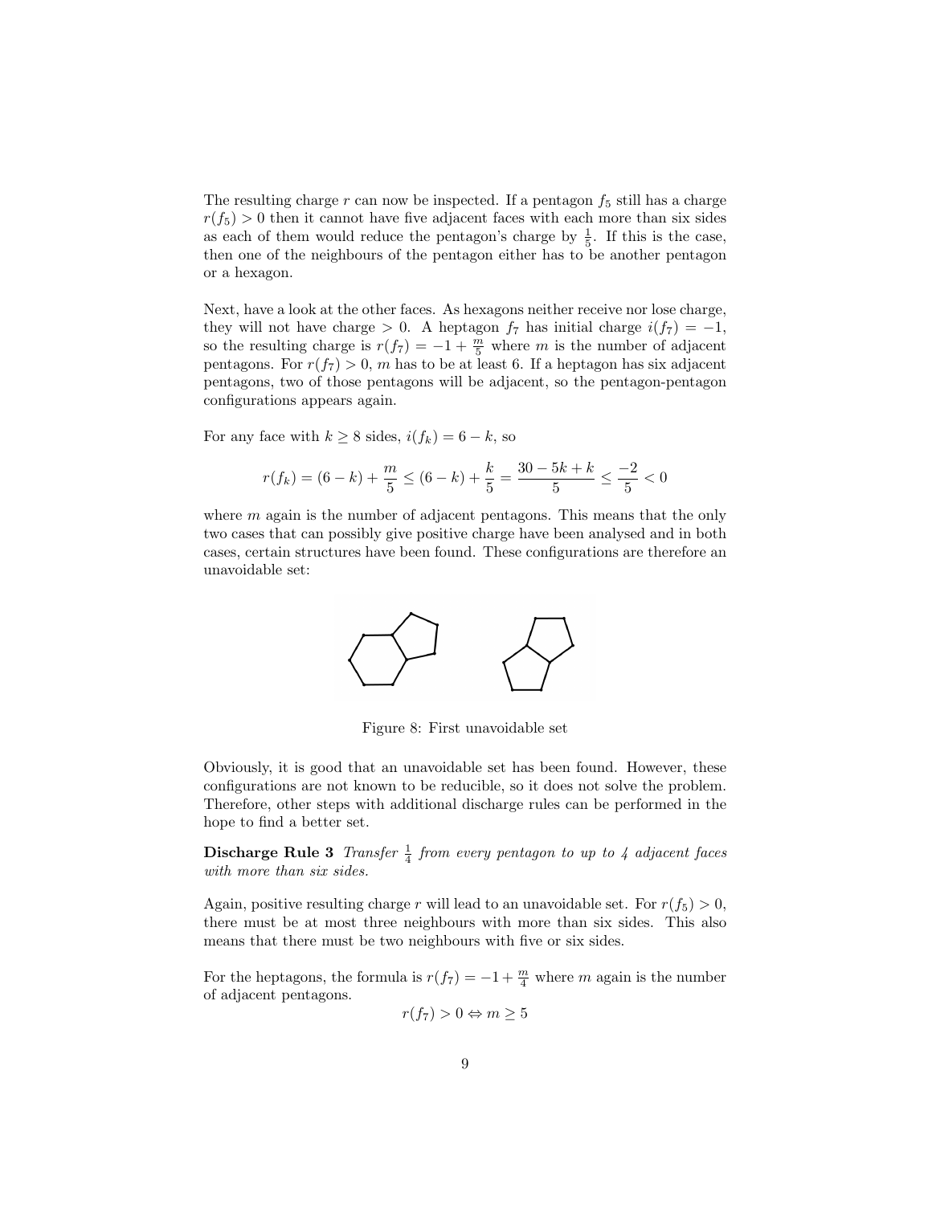The resulting charge $r$ can now be inspected. If a pentagon $f_5$ still has a charge $r(f_5) > 0$ then it cannot have five adjacent faces with each more than six sides as each of them would reduce the pentagon's charge by $\frac{1}{5}$. If this is the case, then one of the neighbours of the pentagon either has to be another pentagon or a hexagon.

Next, have a look at the other faces. As hexagons neither receive nor lose charge, they will not have charge $> 0$. A heptagon $f_7$ has initial charge $i(f_7) = -1$, so the resulting charge is $r(f_7) = -1 + \frac{m}{5}$ where $m$ is the number of adjacent pentagons. For $r(f_7) > 0$, $m$ has to be at least 6. If a heptagon has six adjacent pentagons, two of those pentagons will be adjacent, so the pentagon-pentagon configurations appears again.

For any face with $k \geq 8$ sides, $i(f_k) = 6 - k$, so

$$r(f_k) = (6 - k) + \frac{m}{5} \leq (6 - k) + \frac{k}{5} = \frac{30 - 5k + k}{5} \leq \frac{-2}{5} < 0$$

where $m$ again is the number of adjacent pentagons. This means that the only two cases that can possibly give positive charge have been analysed and in both cases, certain structures have been found. These configurations are therefore an unavoidable set:

Figure 8: First unavoidable set

Obviously, it is good that an unavoidable set has been found. However, these configurations are not known to be reducible, so it does not solve the problem. Therefore, other steps with additional discharge rules can be performed in the hope to find a better set.

**Discharge Rule 3** *Transfer $\frac{1}{4}$ from every pentagon to up to 4 adjacent faces with more than six sides.*

Again, positive resulting charge $r$ will lead to an unavoidable set. For $r(f_5) > 0$, there must be at most three neighbours with more than six sides. This also means that there must be two neighbours with five or six sides.

For the heptagons, the formula is $r(f_7) = -1 + \frac{m}{4}$ where $m$ again is the number of adjacent pentagons.

$$r(f_7) > 0 \Leftrightarrow m \geq 5$$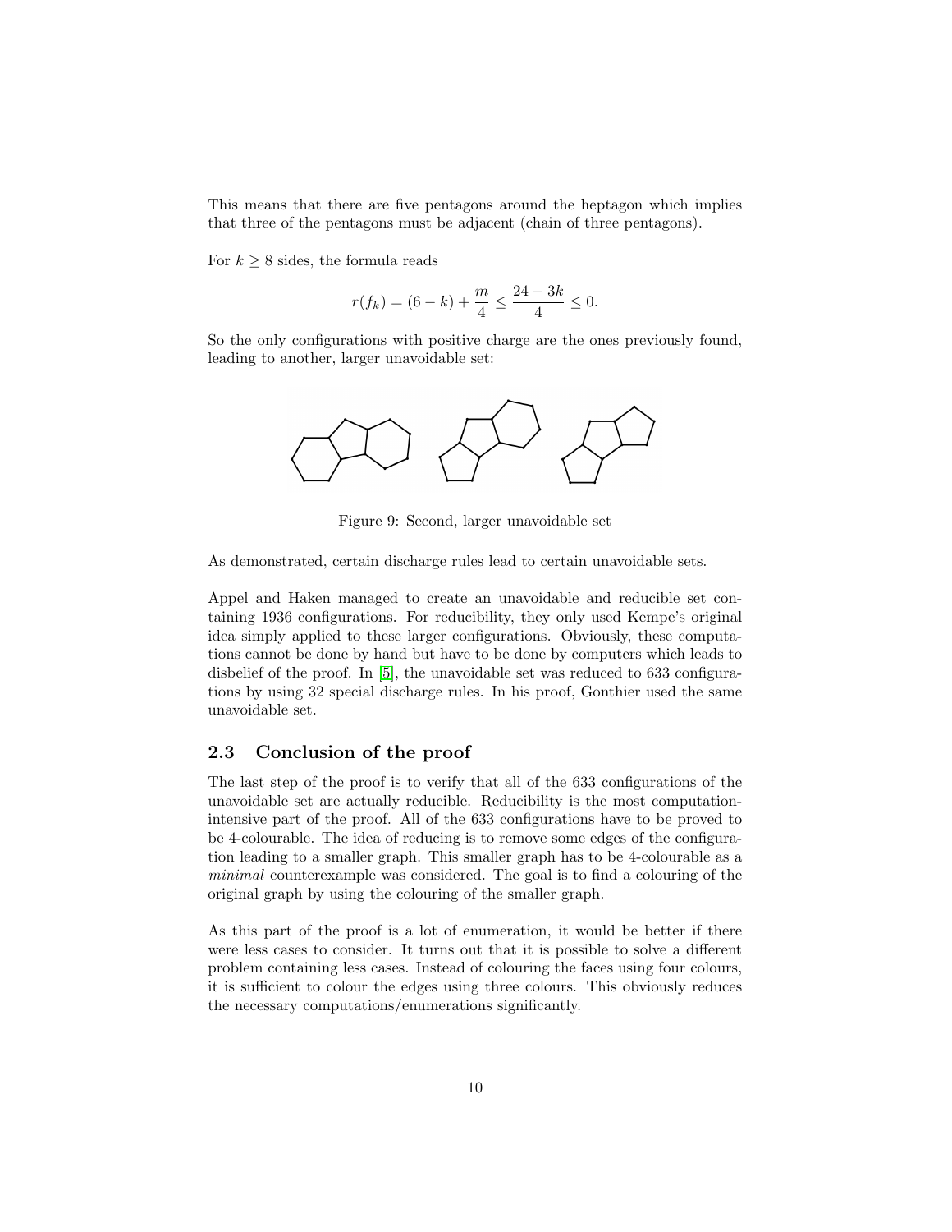This means that there are five pentagons around the heptagon which implies that three of the pentagons must be adjacent (chain of three pentagons).

For $k \geq 8$ sides, the formula reads

$$r(f_k) = (6 - k) + \frac{m}{4} \leq \frac{24 - 3k}{4} \leq 0.$$

So the only configurations with positive charge are the ones previously found, leading to another, larger unavoidable set:

Figure 9: Second, larger unavoidable set

As demonstrated, certain discharge rules lead to certain unavoidable sets.

Appel and Haken managed to create an unavoidable and reducible set containing 1936 configurations. For reducibility, they only used Kempe's original idea simply applied to these larger configurations. Obviously, these computations cannot be done by hand but have to be done by computers which leads to disbelief of the proof. In [5], the unavoidable set was reduced to 633 configurations by using 32 special discharge rules. In his proof, Gonthier used the same unavoidable set.

### 2.3 Conclusion of the proof

The last step of the proof is to verify that all of the 633 configurations of the unavoidable set are actually reducible. Reducibility is the most computation-intensive part of the proof. All of the 633 configurations have to be proved to be 4-colourable. The idea of reducing is to remove some edges of the configuration leading to a smaller graph. This smaller graph has to be 4-colourable as a *minimal* counterexample was considered. The goal is to find a colouring of the original graph by using the colouring of the smaller graph.

As this part of the proof is a lot of enumeration, it would be better if there were less cases to consider. It turns out that it is possible to solve a different problem containing less cases. Instead of colouring the faces using four colours, it is sufficient to colour the edges using three colours. This obviously reduces the necessary computations/enumerations significantly.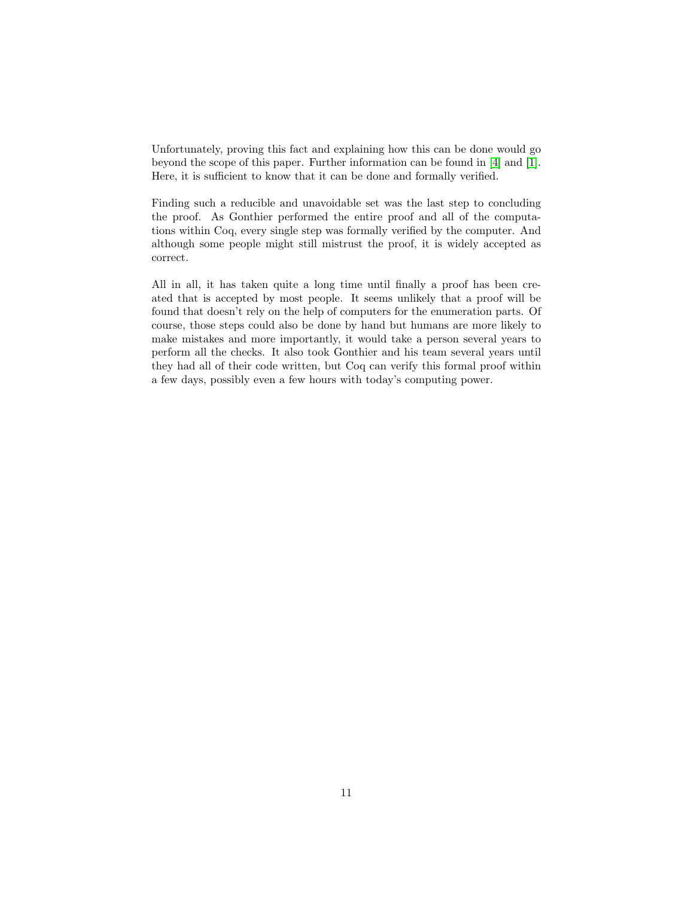Unfortunately, proving this fact and explaining how this can be done would go beyond the scope of this paper. Further information can be found in [4] and [1]. Here, it is sufficient to know that it can be done and formally verified.

Finding such a reducible and unavoidable set was the last step to concluding the proof. As Gonthier performed the entire proof and all of the computations within Coq, every single step was formally verified by the computer. And although some people might still mistrust the proof, it is widely accepted as correct.

All in all, it has taken quite a long time until finally a proof has been created that is accepted by most people. It seems unlikely that a proof will be found that doesn't rely on the help of computers for the enumeration parts. Of course, those steps could also be done by hand but humans are more likely to make mistakes and more importantly, it would take a person several years to perform all the checks. It also took Gonthier and his team several years until they had all of their code written, but Coq can verify this formal proof within a few days, possibly even a few hours with today's computing power.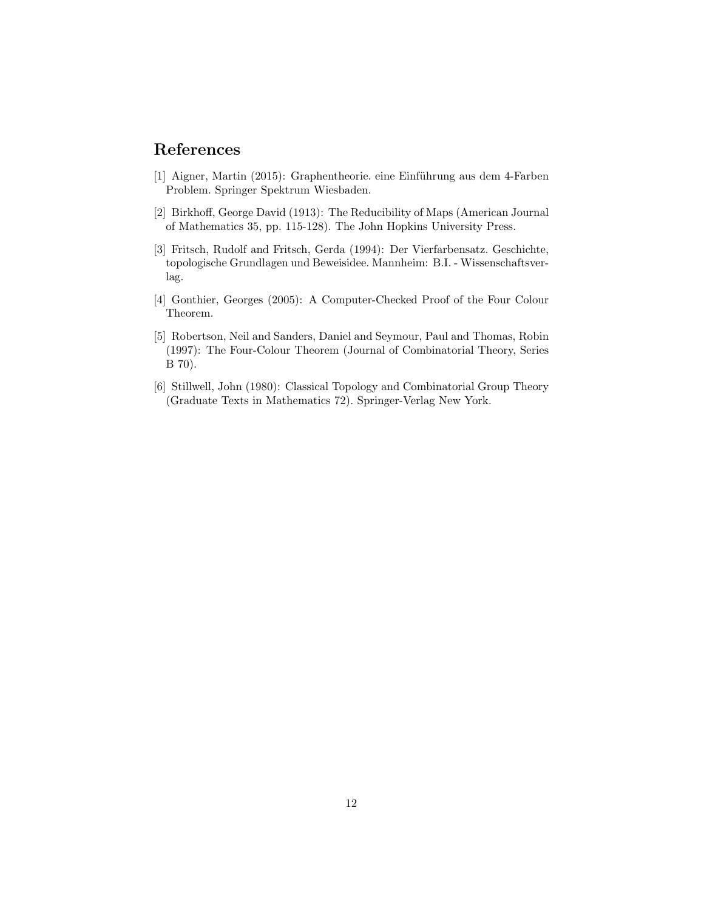## References

[1] Aigner, Martin (2015): Graphentheorie. eine Einführung aus dem 4-Farben Problem. Springer Spektrum Wiesbaden.

[2] Birkhoff, George David (1913): The Reducibility of Maps (American Journal of Mathematics 35, pp. 115-128). The John Hopkins University Press.

[3] Fritsch, Rudolf and Fritsch, Gerda (1994): Der Vierfarbensatz. Geschichte, topologische Grundlagen und Beweisidee. Mannheim: B.I. - Wissenschaftsverlag.

[4] Gonthier, Georges (2005): A Computer-Checked Proof of the Four Colour Theorem.

[5] Robertson, Neil and Sanders, Daniel and Seymour, Paul and Thomas, Robin (1997): The Four-Colour Theorem (Journal of Combinatorial Theory, Series B 70).

[6] Stillwell, John (1980): Classical Topology and Combinatorial Group Theory (Graduate Texts in Mathematics 72). Springer-Verlag New York.